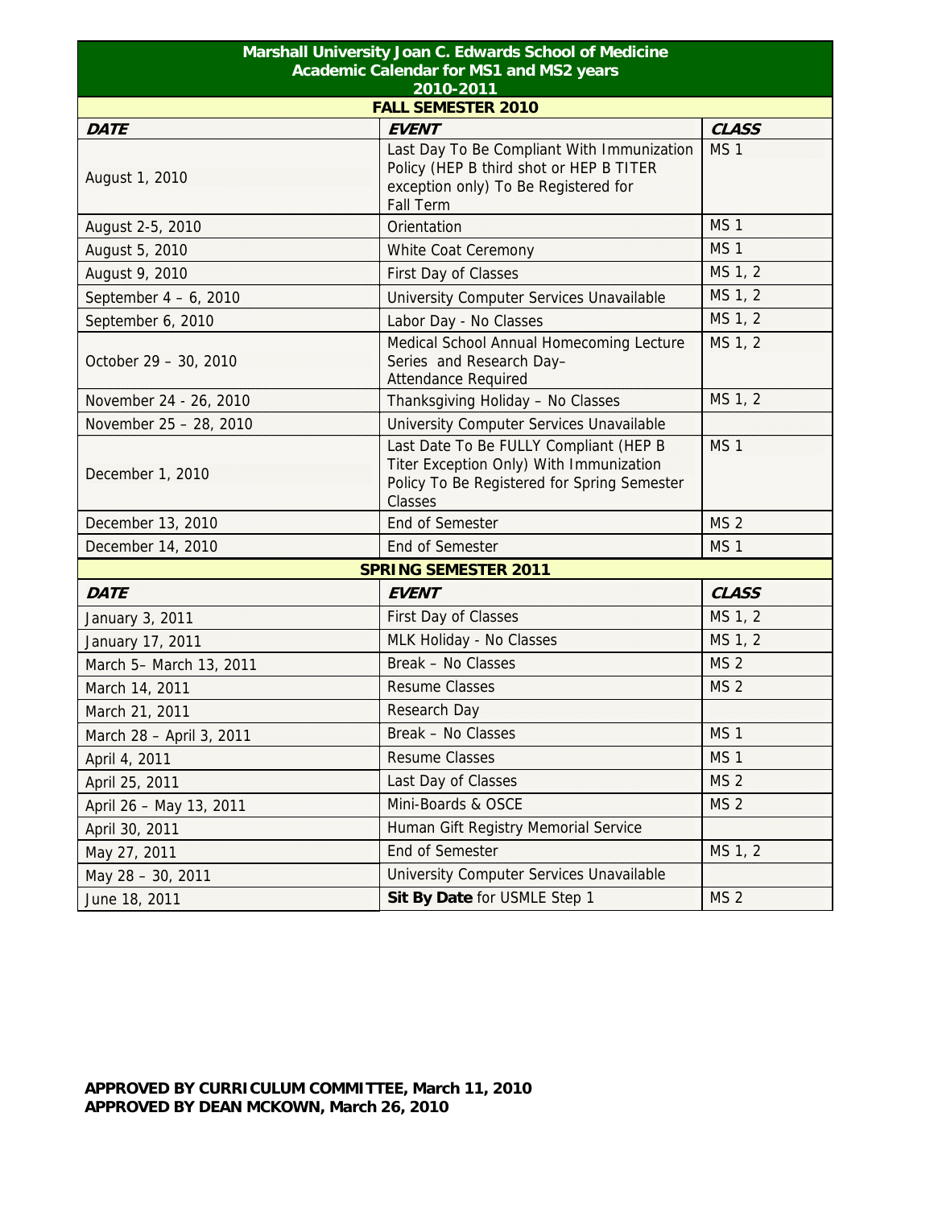# Marshall University Joan C. Edwards School of Medicine
## Academic Calendar for MS1 and MS2 years
## 2010-2011

### FALL SEMESTER 2010

| ***DATE*** | ***EVENT*** | ***CLASS*** |
|---|---|---|
| August 1, 2010 | Last Day To Be Compliant With Immunization Policy (HEP B third shot or HEP B TITER exception only) To Be Registered for Fall Term | MS 1 |
| August 2-5, 2010 | Orientation | MS 1 |
| August 5, 2010 | White Coat Ceremony | MS 1 |
| August 9, 2010 | First Day of Classes | MS 1, 2 |
| September 4 – 6, 2010 | University Computer Services Unavailable | MS 1, 2 |
| September 6, 2010 | Labor Day - No Classes | MS 1, 2 |
| October 29 – 30, 2010 | Medical School Annual Homecoming Lecture Series and Research Day– Attendance Required | MS 1, 2 |
| November 24 - 26, 2010 | Thanksgiving Holiday – No Classes | MS 1, 2 |
| November 25 – 28, 2010 | University Computer Services Unavailable | |
| December 1, 2010 | Last Date To Be FULLY Compliant (HEP B Titer Exception Only) With Immunization Policy To Be Registered for Spring Semester Classes | MS 1 |
| December 13, 2010 | End of Semester | MS 2 |
| December 14, 2010 | End of Semester | MS 1 |

### SPRING SEMESTER 2011

| ***DATE*** | ***EVENT*** | ***CLASS*** |
|---|---|---|
| January 3, 2011 | First Day of Classes | MS 1, 2 |
| January 17, 2011 | MLK Holiday - No Classes | MS 1, 2 |
| March 5– March 13, 2011 | Break – No Classes | MS 2 |
| March 14, 2011 | Resume Classes | MS 2 |
| March 21, 2011 | Research Day | |
| March 28 – April 3, 2011 | Break – No Classes | MS 1 |
| April 4, 2011 | Resume Classes | MS 1 |
| April 25, 2011 | Last Day of Classes | MS 2 |
| April 26 – May 13, 2011 | Mini-Boards & OSCE | MS 2 |
| April 30, 2011 | Human Gift Registry Memorial Service | |
| May 27, 2011 | End of Semester | MS 1, 2 |
| May 28 – 30, 2011 | University Computer Services Unavailable | |
| June 18, 2011 | **Sit By Date** for USMLE Step 1 | MS 2 |

**APPROVED BY CURRICULUM COMMITTEE, March 11, 2010**
**APPROVED BY DEAN MCKOWN, March 26, 2010**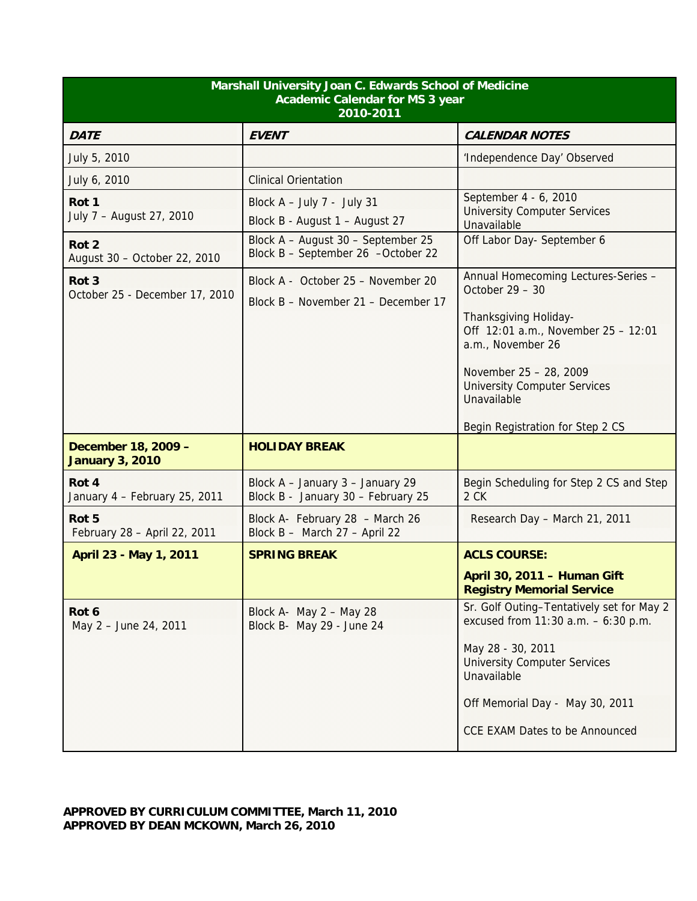| Marshall University Joan C. Edwards School of Medicine<br>Academic Calendar for MS 3 year<br>2010-2011 | | |
|---|---|---|
| ***DATE*** | ***EVENT*** | ***CALENDAR NOTES*** |
| July 5, 2010 | | 'Independence Day' Observed |
| July 6, 2010 | Clinical Orientation | |
| **Rot 1**<br>July 7 – August 27, 2010 | Block A – July 7 - July 31<br>Block B - August 1 – August 27 | September 4 - 6, 2010<br>University Computer Services Unavailable |
| **Rot 2**<br>August 30 – October 22, 2010 | Block A – August 30 – September 25<br>Block B – September 26 –October 22 | Off Labor Day- September 6 |
| **Rot 3**<br>October 25 - December 17, 2010 | Block A - October 25 – November 20<br>Block B – November 21 – December 17 | Annual Homecoming Lectures-Series – October 29 – 30<br><br>Thanksgiving Holiday-<br>Off 12:01 a.m., November 25 – 12:01 a.m., November 26<br><br>November 25 – 28, 2009<br>University Computer Services Unavailable<br><br>Begin Registration for Step 2 CS |
| **December 18, 2009 – January 3, 2010** | **HOLIDAY BREAK** | |
| **Rot 4**<br>January 4 – February 25, 2011 | Block A – January 3 – January 29<br>Block B - January 30 – February 25 | Begin Scheduling for Step 2 CS and Step 2 CK |
| **Rot 5**<br>February 28 – April 22, 2011 | Block A- February 28 – March 26<br>Block B – March 27 – April 22 | Research Day – March 21, 2011 |
| **April 23 - May 1, 2011** | **SPRING BREAK** | **ACLS COURSE:**<br><br>**April 30, 2011 – Human Gift Registry Memorial Service** |
| **Rot 6**<br>May 2 – June 24, 2011 | Block A- May 2 – May 28<br>Block B- May 29 - June 24 | Sr. Golf Outing–Tentatively set for May 2 excused from 11:30 a.m. – 6:30 p.m.<br><br>May 28 - 30, 2011<br>University Computer Services Unavailable<br><br>Off Memorial Day - May 30, 2011<br><br>CCE EXAM Dates to be Announced |

**APPROVED BY CURRICULUM COMMITTEE, March 11, 2010**
**APPROVED BY DEAN MCKOWN, March 26, 2010**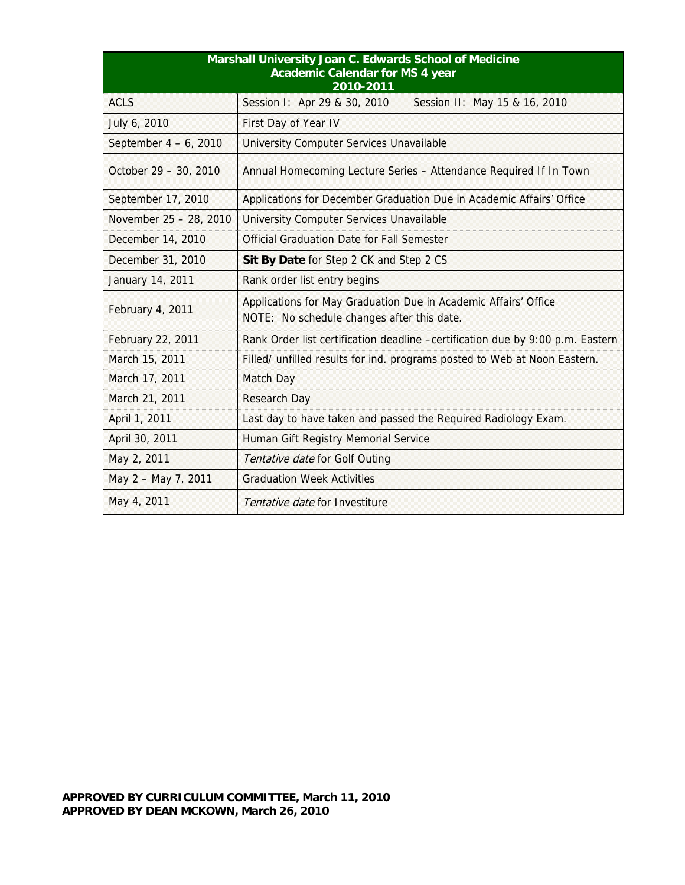| Marshall University Joan C. Edwards School of Medicine<br>Academic Calendar for MS 4 year<br>2010-2011 | |
|---|---|
| ACLS | Session I: Apr 29 & 30, 2010 Session II: May 15 & 16, 2010 |
| July 6, 2010 | First Day of Year IV |
| September 4 – 6, 2010 | University Computer Services Unavailable |
| October 29 – 30, 2010 | Annual Homecoming Lecture Series – Attendance Required If In Town |
| September 17, 2010 | Applications for December Graduation Due in Academic Affairs' Office |
| November 25 – 28, 2010 | University Computer Services Unavailable |
| December 14, 2010 | Official Graduation Date for Fall Semester |
| December 31, 2010 | **Sit By Date** for Step 2 CK and Step 2 CS |
| January 14, 2011 | Rank order list entry begins |
| February 4, 2011 | Applications for May Graduation Due in Academic Affairs' Office<br>NOTE: No schedule changes after this date. |
| February 22, 2011 | Rank Order list certification deadline –certification due by 9:00 p.m. Eastern |
| March 15, 2011 | Filled/ unfilled results for ind. programs posted to Web at Noon Eastern. |
| March 17, 2011 | Match Day |
| March 21, 2011 | Research Day |
| April 1, 2011 | Last day to have taken and passed the Required Radiology Exam. |
| April 30, 2011 | Human Gift Registry Memorial Service |
| May 2, 2011 | *Tentative date* for Golf Outing |
| May 2 – May 7, 2011 | Graduation Week Activities |
| May 4, 2011 | *Tentative date* for Investiture |

**APPROVED BY CURRICULUM COMMITTEE, March 11, 2010**
**APPROVED BY DEAN MCKOWN, March 26, 2010**